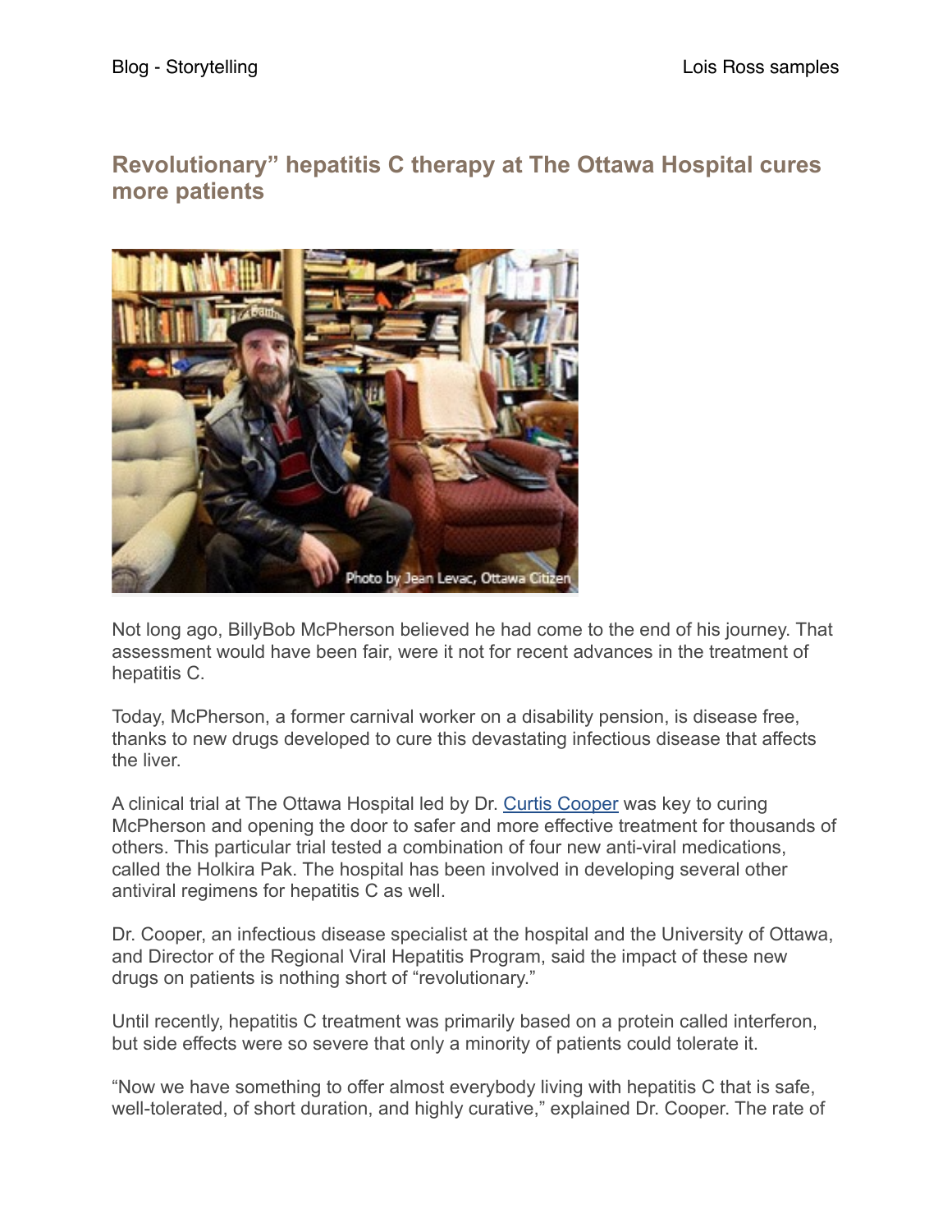# Revolutionary" hepatitis C therapy at The Ottawa Hospital cures more patients

Photo by Jean Levac, Ottawa Citizen

Not long ago, BillyBob McPherson believed he had come to the end of his journey. That assessment would have been fair, were it not for recent advances in the treatment of hepatitis C.

Today, McPherson, a former carnival worker on a disability pension, is disease free, thanks to new drugs developed to cure this devastating infectious disease that affects the liver.

A clinical trial at The Ottawa Hospital led by Dr. Curtis Cooper was key to curing McPherson and opening the door to safer and more effective treatment for thousands of others. This particular trial tested a combination of four new anti-viral medications, called the Holkira Pak. The hospital has been involved in developing several other antiviral regimens for hepatitis C as well.

Dr. Cooper, an infectious disease specialist at the hospital and the University of Ottawa, and Director of the Regional Viral Hepatitis Program, said the impact of these new drugs on patients is nothing short of "revolutionary."

Until recently, hepatitis C treatment was primarily based on a protein called interferon, but side effects were so severe that only a minority of patients could tolerate it.

"Now we have something to offer almost everybody living with hepatitis C that is safe, well-tolerated, of short duration, and highly curative," explained Dr. Cooper. The rate of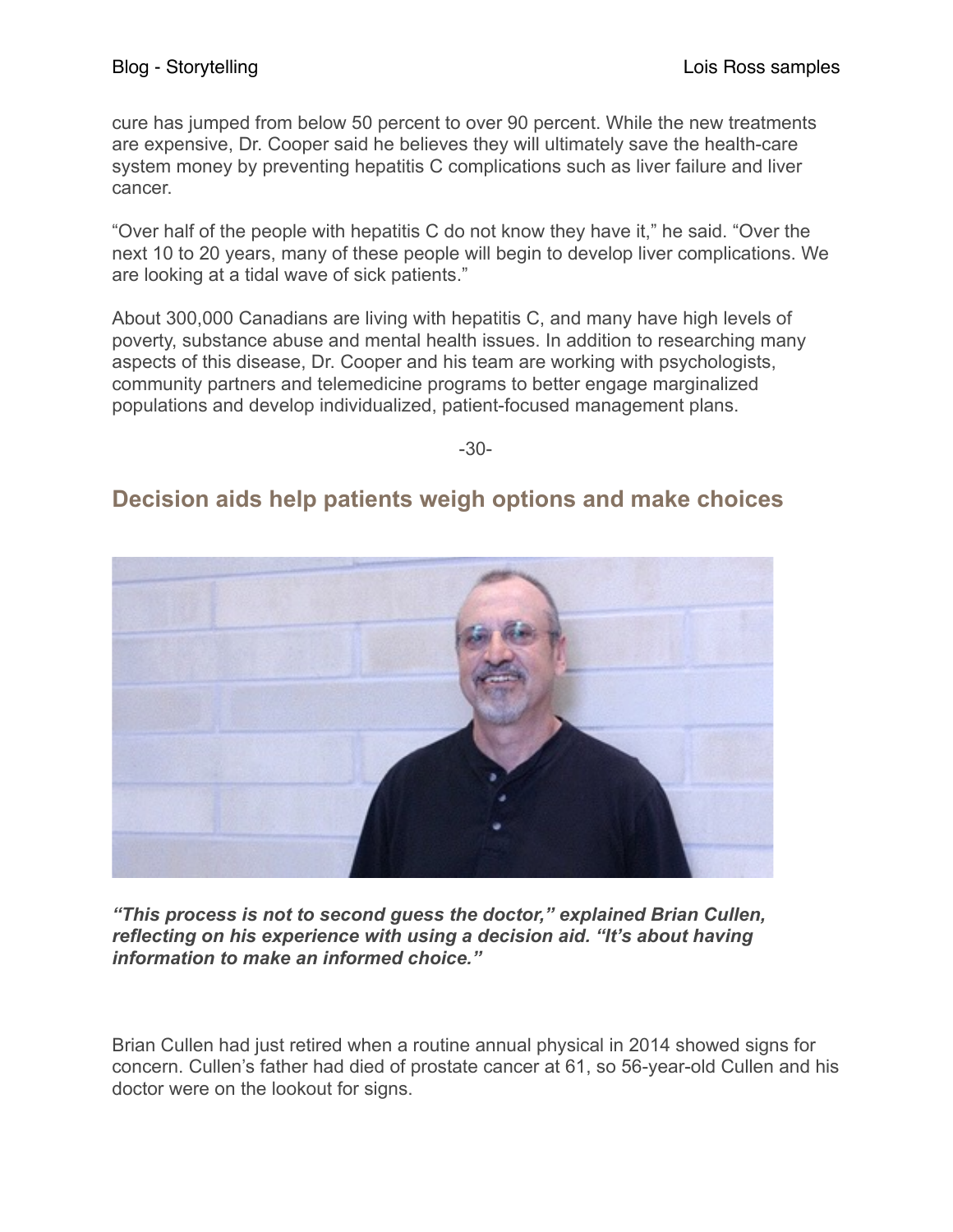cure has jumped from below 50 percent to over 90 percent. While the new treatments are expensive, Dr. Cooper said he believes they will ultimately save the health-care system money by preventing hepatitis C complications such as liver failure and liver cancer.

“Over half of the people with hepatitis C do not know they have it,” he said. “Over the next 10 to 20 years, many of these people will begin to develop liver complications. We are looking at a tidal wave of sick patients.”

About 300,000 Canadians are living with hepatitis C, and many have high levels of poverty, substance abuse and mental health issues. In addition to researching many aspects of this disease, Dr. Cooper and his team are working with psychologists, community partners and telemedicine programs to better engage marginalized populations and develop individualized, patient-focused management plans.

-30-

## Decision aids help patients weigh options and make choices

***“This process is not to second guess the doctor,” explained Brian Cullen, reflecting on his experience with using a decision aid. “It’s about having information to make an informed choice.”***

Brian Cullen had just retired when a routine annual physical in 2014 showed signs for concern. Cullen’s father had died of prostate cancer at 61, so 56-year-old Cullen and his doctor were on the lookout for signs.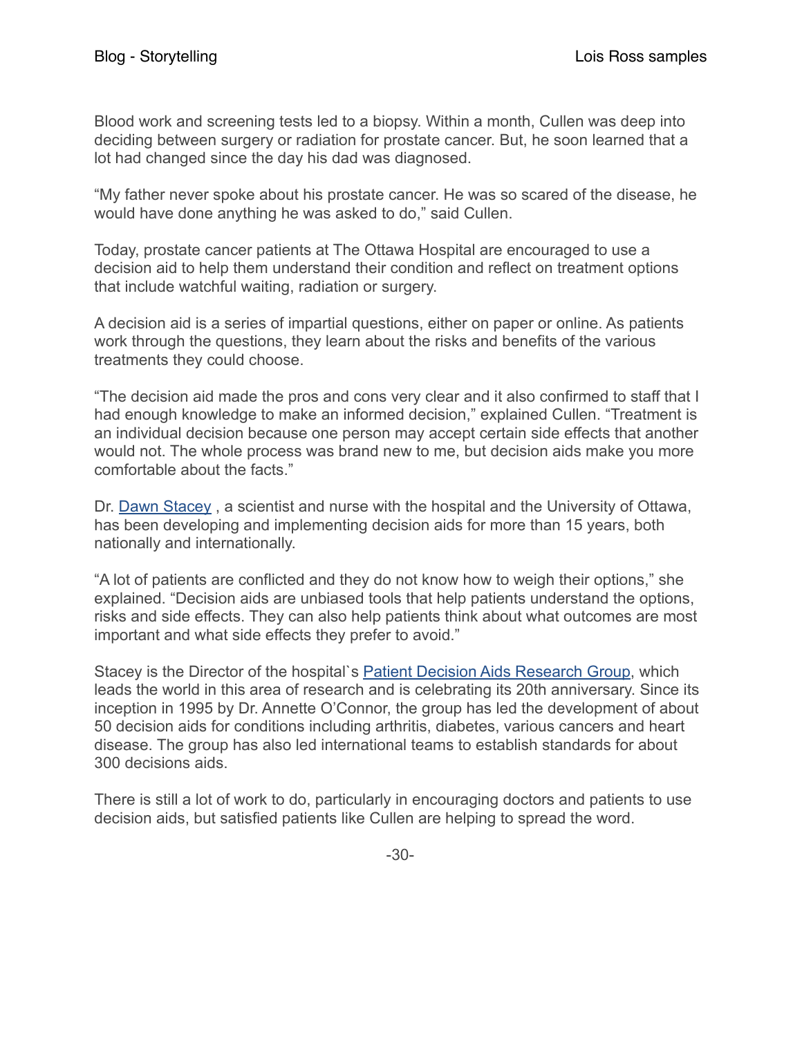Blood work and screening tests led to a biopsy. Within a month, Cullen was deep into deciding between surgery or radiation for prostate cancer. But, he soon learned that a lot had changed since the day his dad was diagnosed.

“My father never spoke about his prostate cancer. He was so scared of the disease, he would have done anything he was asked to do,” said Cullen.

Today, prostate cancer patients at The Ottawa Hospital are encouraged to use a decision aid to help them understand their condition and reflect on treatment options that include watchful waiting, radiation or surgery.

A decision aid is a series of impartial questions, either on paper or online. As patients work through the questions, they learn about the risks and benefits of the various treatments they could choose.

“The decision aid made the pros and cons very clear and it also confirmed to staff that I had enough knowledge to make an informed decision,” explained Cullen. “Treatment is an individual decision because one person may accept certain side effects that another would not. The whole process was brand new to me, but decision aids make you more comfortable about the facts.”

Dr. [Dawn Stacey](#) , a scientist and nurse with the hospital and the University of Ottawa, has been developing and implementing decision aids for more than 15 years, both nationally and internationally.

“A lot of patients are conflicted and they do not know how to weigh their options,” she explained. “Decision aids are unbiased tools that help patients understand the options, risks and side effects. They can also help patients think about what outcomes are most important and what side effects they prefer to avoid.”

Stacey is the Director of the hospital`s [Patient Decision Aids Research Group](#), which leads the world in this area of research and is celebrating its 20th anniversary. Since its inception in 1995 by Dr. Annette O’Connor, the group has led the development of about 50 decision aids for conditions including arthritis, diabetes, various cancers and heart disease. The group has also led international teams to establish standards for about 300 decisions aids.

There is still a lot of work to do, particularly in encouraging doctors and patients to use decision aids, but satisfied patients like Cullen are helping to spread the word.

-30-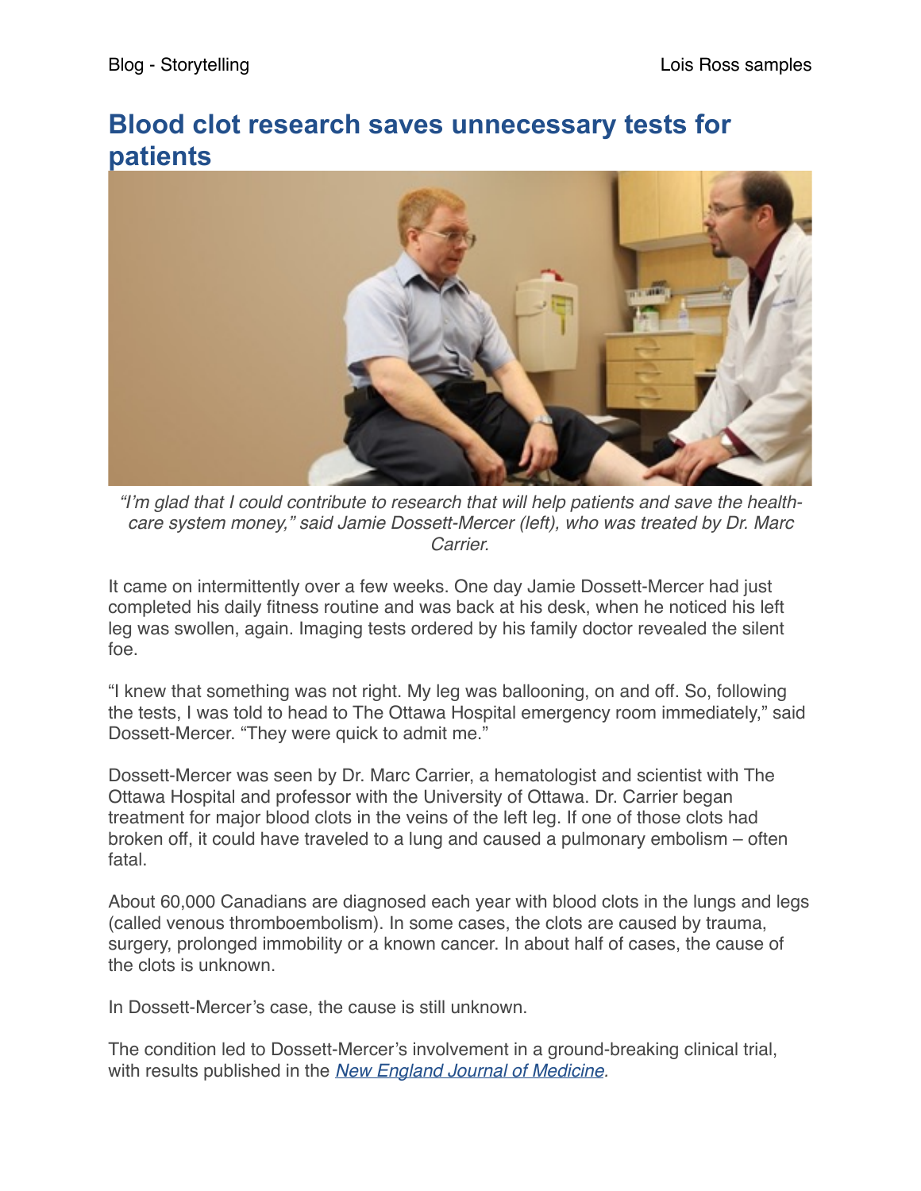## Blood clot research saves unnecessary tests for patients

*"I'm glad that I could contribute to research that will help patients and save the health-care system money," said Jamie Dossett-Mercer (left), who was treated by Dr. Marc Carrier.*

It came on intermittently over a few weeks. One day Jamie Dossett-Mercer had just completed his daily fitness routine and was back at his desk, when he noticed his left leg was swollen, again. Imaging tests ordered by his family doctor revealed the silent foe.

"I knew that something was not right. My leg was ballooning, on and off. So, following the tests, I was told to head to The Ottawa Hospital emergency room immediately," said Dossett-Mercer. "They were quick to admit me."

Dossett-Mercer was seen by Dr. Marc Carrier, a hematologist and scientist with The Ottawa Hospital and professor with the University of Ottawa. Dr. Carrier began treatment for major blood clots in the veins of the left leg. If one of those clots had broken off, it could have traveled to a lung and caused a pulmonary embolism – often fatal.

About 60,000 Canadians are diagnosed each year with blood clots in the lungs and legs (called venous thromboembolism). In some cases, the clots are caused by trauma, surgery, prolonged immobility or a known cancer. In about half of cases, the cause of the clots is unknown.

In Dossett-Mercer's case, the cause is still unknown.

The condition led to Dossett-Mercer's involvement in a ground-breaking clinical trial, with results published in the *New England Journal of Medicine*.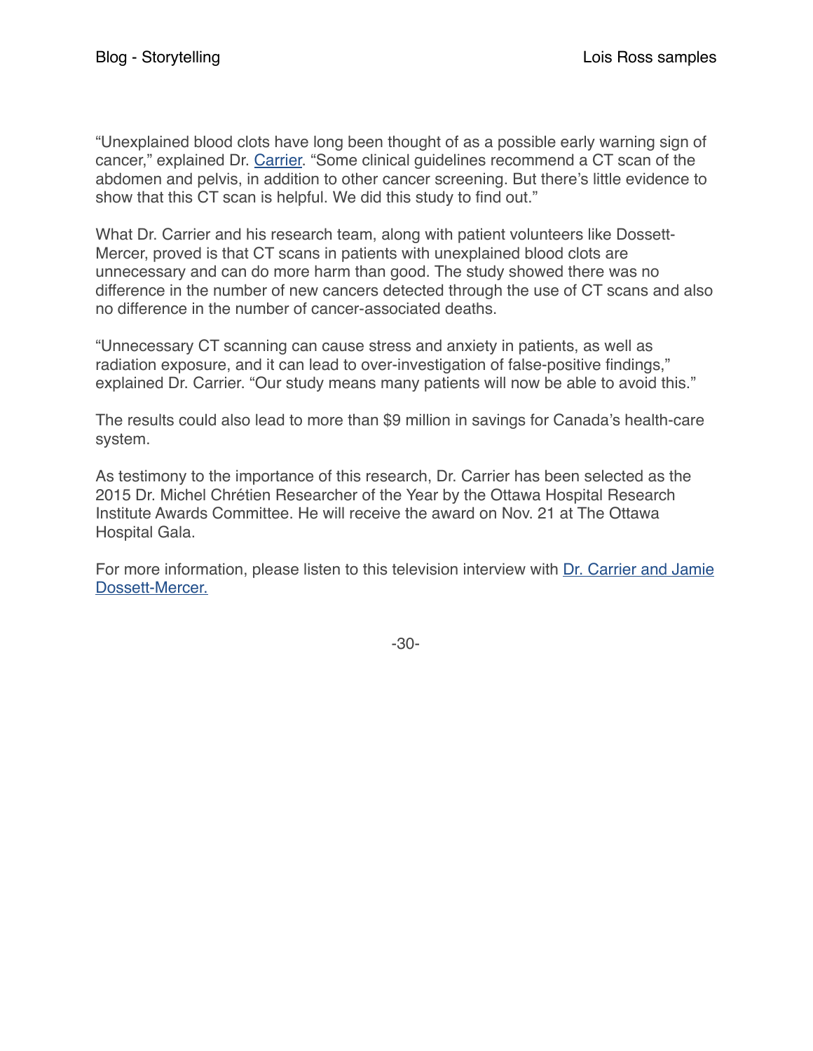"Unexplained blood clots have long been thought of as a possible early warning sign of cancer," explained Dr. Carrier. "Some clinical guidelines recommend a CT scan of the abdomen and pelvis, in addition to other cancer screening. But there's little evidence to show that this CT scan is helpful. We did this study to find out."

What Dr. Carrier and his research team, along with patient volunteers like Dossett-Mercer, proved is that CT scans in patients with unexplained blood clots are unnecessary and can do more harm than good. The study showed there was no difference in the number of new cancers detected through the use of CT scans and also no difference in the number of cancer-associated deaths.

"Unnecessary CT scanning can cause stress and anxiety in patients, as well as radiation exposure, and it can lead to over-investigation of false-positive findings," explained Dr. Carrier. "Our study means many patients will now be able to avoid this."

The results could also lead to more than $9 million in savings for Canada's health-care system.

As testimony to the importance of this research, Dr. Carrier has been selected as the 2015 Dr. Michel Chrétien Researcher of the Year by the Ottawa Hospital Research Institute Awards Committee. He will receive the award on Nov. 21 at The Ottawa Hospital Gala.

For more information, please listen to this television interview with Dr. Carrier and Jamie Dossett-Mercer.

-30-